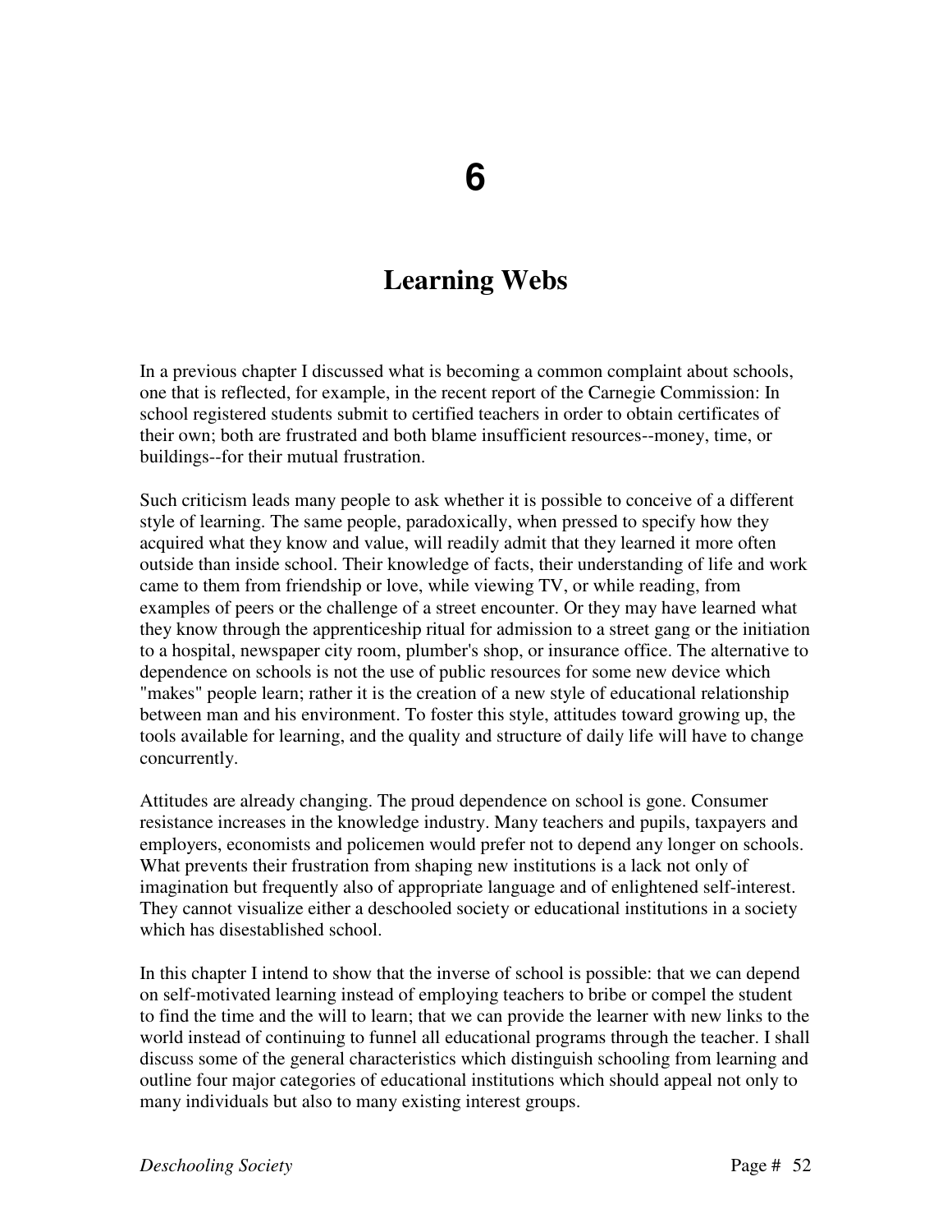# 6

## Learning Webs

In a previous chapter I discussed what is becoming a common complaint about schools, one that is reflected, for example, in the recent report of the Carnegie Commission: In school registered students submit to certified teachers in order to obtain certificates of their own; both are frustrated and both blame insufficient resources--money, time, or buildings--for their mutual frustration.

Such criticism leads many people to ask whether it is possible to conceive of a different style of learning. The same people, paradoxically, when pressed to specify how they acquired what they know and value, will readily admit that they learned it more often outside than inside school. Their knowledge of facts, their understanding of life and work came to them from friendship or love, while viewing TV, or while reading, from examples of peers or the challenge of a street encounter. Or they may have learned what they know through the apprenticeship ritual for admission to a street gang or the initiation to a hospital, newspaper city room, plumber's shop, or insurance office. The alternative to dependence on schools is not the use of public resources for some new device which "makes" people learn; rather it is the creation of a new style of educational relationship between man and his environment. To foster this style, attitudes toward growing up, the tools available for learning, and the quality and structure of daily life will have to change concurrently.

Attitudes are already changing. The proud dependence on school is gone. Consumer resistance increases in the knowledge industry. Many teachers and pupils, taxpayers and employers, economists and policemen would prefer not to depend any longer on schools. What prevents their frustration from shaping new institutions is a lack not only of imagination but frequently also of appropriate language and of enlightened self-interest. They cannot visualize either a deschooled society or educational institutions in a society which has disestablished school.

In this chapter I intend to show that the inverse of school is possible: that we can depend on self-motivated learning instead of employing teachers to bribe or compel the student to find the time and the will to learn; that we can provide the learner with new links to the world instead of continuing to funnel all educational programs through the teacher. I shall discuss some of the general characteristics which distinguish schooling from learning and outline four major categories of educational institutions which should appeal not only to many individuals but also to many existing interest groups.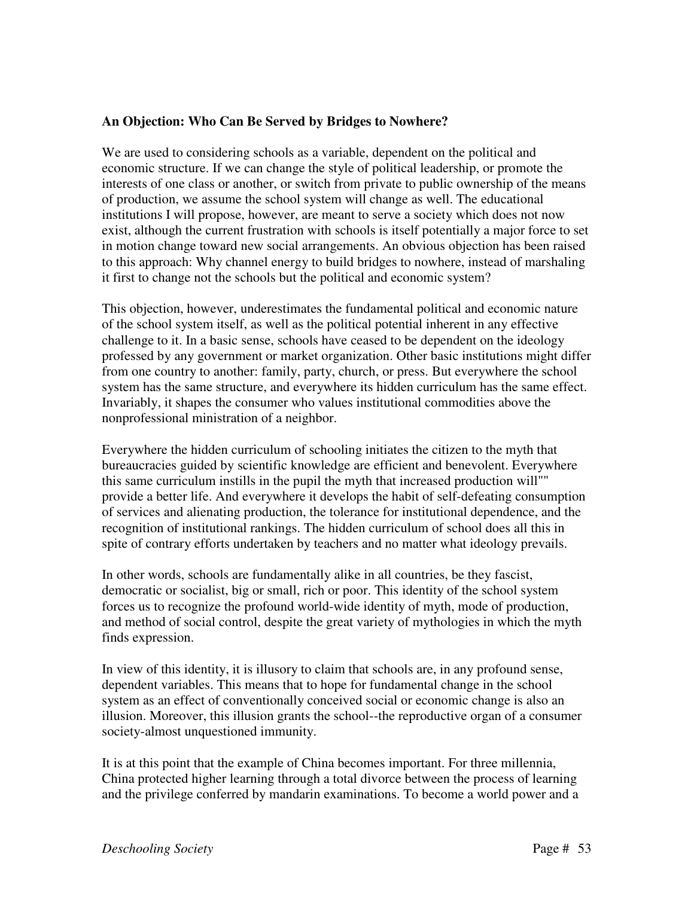**An Objection: Who Can Be Served by Bridges to Nowhere?**

We are used to considering schools as a variable, dependent on the political and economic structure. If we can change the style of political leadership, or promote the interests of one class or another, or switch from private to public ownership of the means of production, we assume the school system will change as well. The educational institutions I will propose, however, are meant to serve a society which does not now exist, although the current frustration with schools is itself potentially a major force to set in motion change toward new social arrangements. An obvious objection has been raised to this approach: Why channel energy to build bridges to nowhere, instead of marshaling it first to change not the schools but the political and economic system?

This objection, however, underestimates the fundamental political and economic nature of the school system itself, as well as the political potential inherent in any effective challenge to it. In a basic sense, schools have ceased to be dependent on the ideology professed by any government or market organization. Other basic institutions might differ from one country to another: family, party, church, or press. But everywhere the school system has the same structure, and everywhere its hidden curriculum has the same effect. Invariably, it shapes the consumer who values institutional commodities above the nonprofessional ministration of a neighbor.

Everywhere the hidden curriculum of schooling initiates the citizen to the myth that bureaucracies guided by scientific knowledge are efficient and benevolent. Everywhere this same curriculum instills in the pupil the myth that increased production will"" provide a better life. And everywhere it develops the habit of self-defeating consumption of services and alienating production, the tolerance for institutional dependence, and the recognition of institutional rankings. The hidden curriculum of school does all this in spite of contrary efforts undertaken by teachers and no matter what ideology prevails.

In other words, schools are fundamentally alike in all countries, be they fascist, democratic or socialist, big or small, rich or poor. This identity of the school system forces us to recognize the profound world-wide identity of myth, mode of production, and method of social control, despite the great variety of mythologies in which the myth finds expression.

In view of this identity, it is illusory to claim that schools are, in any profound sense, dependent variables. This means that to hope for fundamental change in the school system as an effect of conventionally conceived social or economic change is also an illusion. Moreover, this illusion grants the school--the reproductive organ of a consumer society-almost unquestioned immunity.

It is at this point that the example of China becomes important. For three millennia, China protected higher learning through a total divorce between the process of learning and the privilege conferred by mandarin examinations. To become a world power and a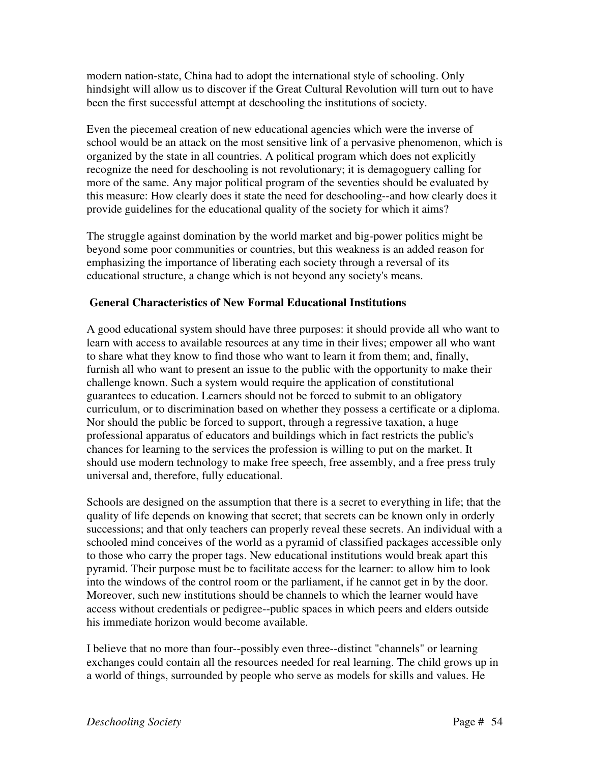modern nation-state, China had to adopt the international style of schooling. Only hindsight will allow us to discover if the Great Cultural Revolution will turn out to have been the first successful attempt at deschooling the institutions of society.

Even the piecemeal creation of new educational agencies which were the inverse of school would be an attack on the most sensitive link of a pervasive phenomenon, which is organized by the state in all countries. A political program which does not explicitly recognize the need for deschooling is not revolutionary; it is demagoguery calling for more of the same. Any major political program of the seventies should be evaluated by this measure: How clearly does it state the need for deschooling--and how clearly does it provide guidelines for the educational quality of the society for which it aims?

The struggle against domination by the world market and big-power politics might be beyond some poor communities or countries, but this weakness is an added reason for emphasizing the importance of liberating each society through a reversal of its educational structure, a change which is not beyond any society's means.

### General Characteristics of New Formal Educational Institutions

A good educational system should have three purposes: it should provide all who want to learn with access to available resources at any time in their lives; empower all who want to share what they know to find those who want to learn it from them; and, finally, furnish all who want to present an issue to the public with the opportunity to make their challenge known. Such a system would require the application of constitutional guarantees to education. Learners should not be forced to submit to an obligatory curriculum, or to discrimination based on whether they possess a certificate or a diploma. Nor should the public be forced to support, through a regressive taxation, a huge professional apparatus of educators and buildings which in fact restricts the public's chances for learning to the services the profession is willing to put on the market. It should use modern technology to make free speech, free assembly, and a free press truly universal and, therefore, fully educational.

Schools are designed on the assumption that there is a secret to everything in life; that the quality of life depends on knowing that secret; that secrets can be known only in orderly successions; and that only teachers can properly reveal these secrets. An individual with a schooled mind conceives of the world as a pyramid of classified packages accessible only to those who carry the proper tags. New educational institutions would break apart this pyramid. Their purpose must be to facilitate access for the learner: to allow him to look into the windows of the control room or the parliament, if he cannot get in by the door. Moreover, such new institutions should be channels to which the learner would have access without credentials or pedigree--public spaces in which peers and elders outside his immediate horizon would become available.

I believe that no more than four--possibly even three--distinct "channels" or learning exchanges could contain all the resources needed for real learning. The child grows up in a world of things, surrounded by people who serve as models for skills and values. He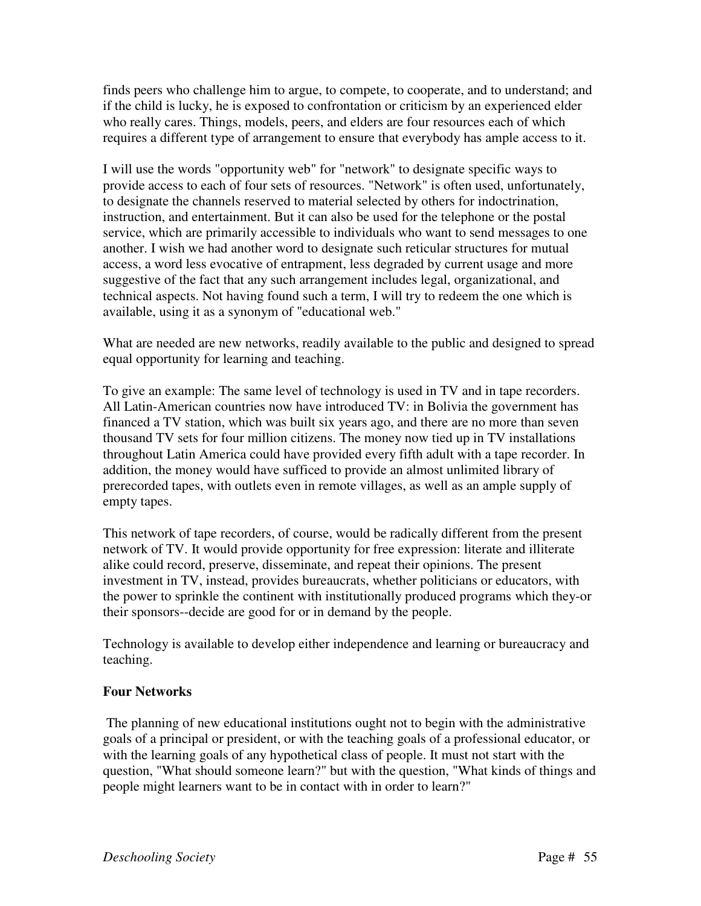finds peers who challenge him to argue, to compete, to cooperate, and to understand; and if the child is lucky, he is exposed to confrontation or criticism by an experienced elder who really cares. Things, models, peers, and elders are four resources each of which requires a different type of arrangement to ensure that everybody has ample access to it.

I will use the words "opportunity web" for "network" to designate specific ways to provide access to each of four sets of resources. "Network" is often used, unfortunately, to designate the channels reserved to material selected by others for indoctrination, instruction, and entertainment. But it can also be used for the telephone or the postal service, which are primarily accessible to individuals who want to send messages to one another. I wish we had another word to designate such reticular structures for mutual access, a word less evocative of entrapment, less degraded by current usage and more suggestive of the fact that any such arrangement includes legal, organizational, and technical aspects. Not having found such a term, I will try to redeem the one which is available, using it as a synonym of "educational web."

What are needed are new networks, readily available to the public and designed to spread equal opportunity for learning and teaching.

To give an example: The same level of technology is used in TV and in tape recorders. All Latin-American countries now have introduced TV: in Bolivia the government has financed a TV station, which was built six years ago, and there are no more than seven thousand TV sets for four million citizens. The money now tied up in TV installations throughout Latin America could have provided every fifth adult with a tape recorder. In addition, the money would have sufficed to provide an almost unlimited library of prerecorded tapes, with outlets even in remote villages, as well as an ample supply of empty tapes.

This network of tape recorders, of course, would be radically different from the present network of TV. It would provide opportunity for free expression: literate and illiterate alike could record, preserve, disseminate, and repeat their opinions. The present investment in TV, instead, provides bureaucrats, whether politicians or educators, with the power to sprinkle the continent with institutionally produced programs which they-or their sponsors--decide are good for or in demand by the people.

Technology is available to develop either independence and learning or bureaucracy and teaching.

**Four Networks**

The planning of new educational institutions ought not to begin with the administrative goals of a principal or president, or with the teaching goals of a professional educator, or with the learning goals of any hypothetical class of people. It must not start with the question, "What should someone learn?" but with the question, "What kinds of things and people might learners want to be in contact with in order to learn?"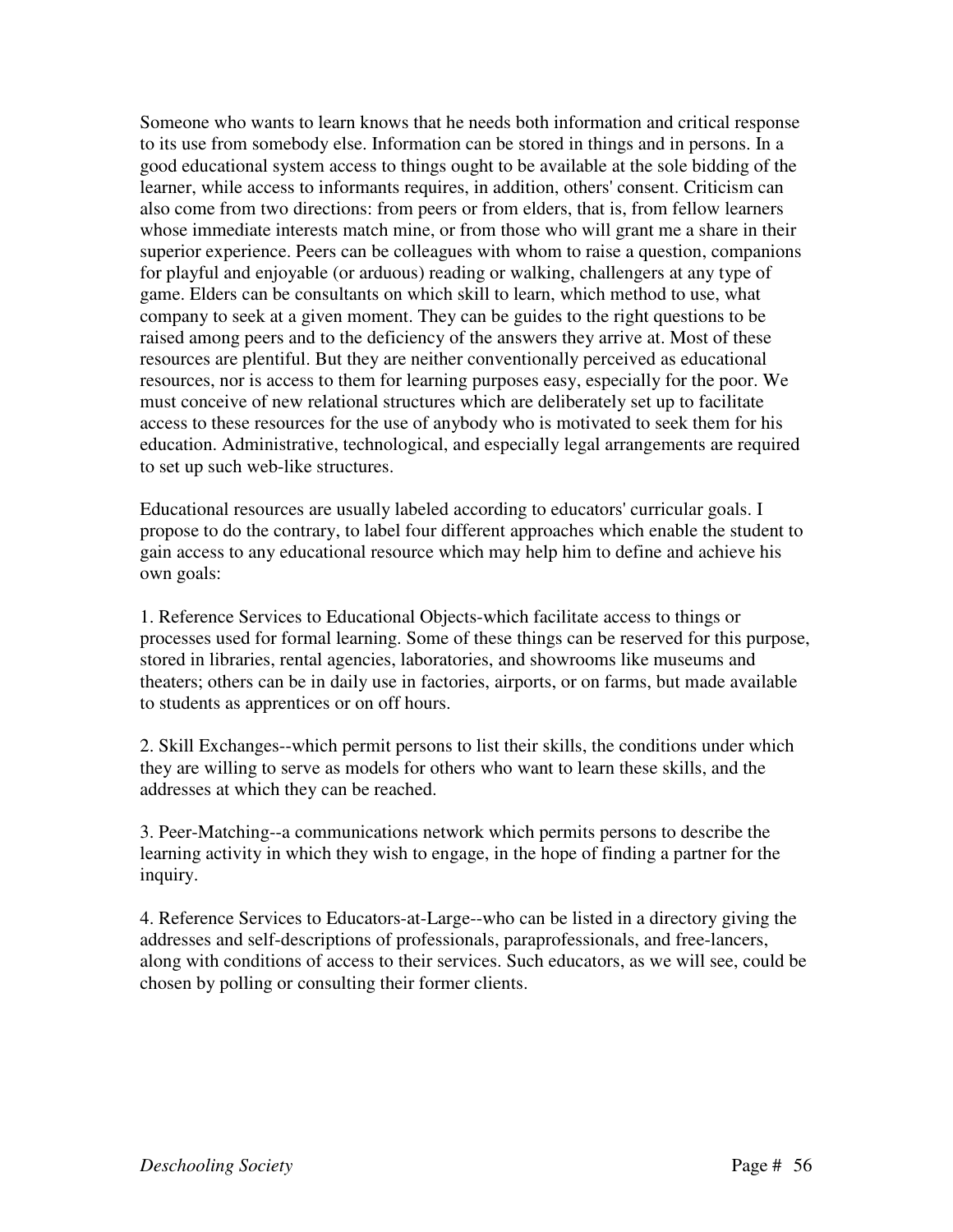Someone who wants to learn knows that he needs both information and critical response to its use from somebody else. Information can be stored in things and in persons. In a good educational system access to things ought to be available at the sole bidding of the learner, while access to informants requires, in addition, others' consent. Criticism can also come from two directions: from peers or from elders, that is, from fellow learners whose immediate interests match mine, or from those who will grant me a share in their superior experience. Peers can be colleagues with whom to raise a question, companions for playful and enjoyable (or arduous) reading or walking, challengers at any type of game. Elders can be consultants on which skill to learn, which method to use, what company to seek at a given moment. They can be guides to the right questions to be raised among peers and to the deficiency of the answers they arrive at. Most of these resources are plentiful. But they are neither conventionally perceived as educational resources, nor is access to them for learning purposes easy, especially for the poor. We must conceive of new relational structures which are deliberately set up to facilitate access to these resources for the use of anybody who is motivated to seek them for his education. Administrative, technological, and especially legal arrangements are required to set up such web-like structures.

Educational resources are usually labeled according to educators' curricular goals. I propose to do the contrary, to label four different approaches which enable the student to gain access to any educational resource which may help him to define and achieve his own goals:

1. Reference Services to Educational Objects-which facilitate access to things or processes used for formal learning. Some of these things can be reserved for this purpose, stored in libraries, rental agencies, laboratories, and showrooms like museums and theaters; others can be in daily use in factories, airports, or on farms, but made available to students as apprentices or on off hours.

2. Skill Exchanges--which permit persons to list their skills, the conditions under which they are willing to serve as models for others who want to learn these skills, and the addresses at which they can be reached.

3. Peer-Matching--a communications network which permits persons to describe the learning activity in which they wish to engage, in the hope of finding a partner for the inquiry.

4. Reference Services to Educators-at-Large--who can be listed in a directory giving the addresses and self-descriptions of professionals, paraprofessionals, and free-lancers, along with conditions of access to their services. Such educators, as we will see, could be chosen by polling or consulting their former clients.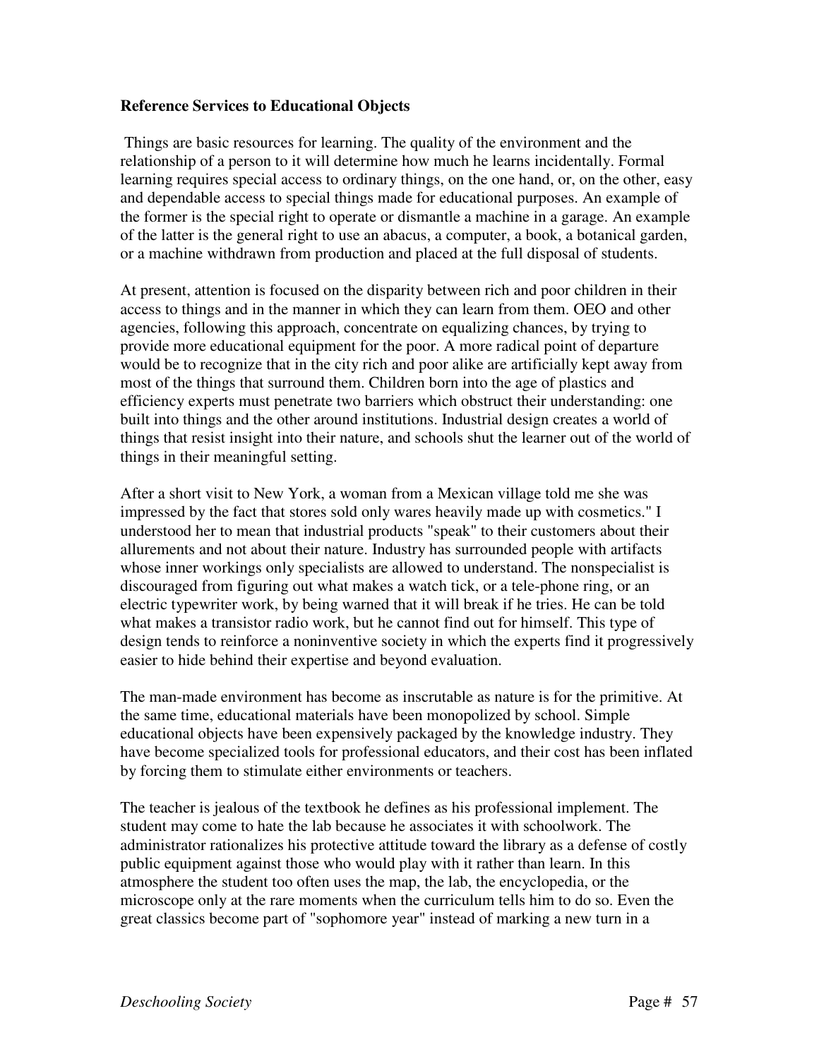**Reference Services to Educational Objects**

Things are basic resources for learning. The quality of the environment and the relationship of a person to it will determine how much he learns incidentally. Formal learning requires special access to ordinary things, on the one hand, or, on the other, easy and dependable access to special things made for educational purposes. An example of the former is the special right to operate or dismantle a machine in a garage. An example of the latter is the general right to use an abacus, a computer, a book, a botanical garden, or a machine withdrawn from production and placed at the full disposal of students.

At present, attention is focused on the disparity between rich and poor children in their access to things and in the manner in which they can learn from them. OEO and other agencies, following this approach, concentrate on equalizing chances, by trying to provide more educational equipment for the poor. A more radical point of departure would be to recognize that in the city rich and poor alike are artificially kept away from most of the things that surround them. Children born into the age of plastics and efficiency experts must penetrate two barriers which obstruct their understanding: one built into things and the other around institutions. Industrial design creates a world of things that resist insight into their nature, and schools shut the learner out of the world of things in their meaningful setting.

After a short visit to New York, a woman from a Mexican village told me she was impressed by the fact that stores sold only wares heavily made up with cosmetics." I understood her to mean that industrial products "speak" to their customers about their allurements and not about their nature. Industry has surrounded people with artifacts whose inner workings only specialists are allowed to understand. The nonspecialist is discouraged from figuring out what makes a watch tick, or a tele-phone ring, or an electric typewriter work, by being warned that it will break if he tries. He can be told what makes a transistor radio work, but he cannot find out for himself. This type of design tends to reinforce a noninventive society in which the experts find it progressively easier to hide behind their expertise and beyond evaluation.

The man-made environment has become as inscrutable as nature is for the primitive. At the same time, educational materials have been monopolized by school. Simple educational objects have been expensively packaged by the knowledge industry. They have become specialized tools for professional educators, and their cost has been inflated by forcing them to stimulate either environments or teachers.

The teacher is jealous of the textbook he defines as his professional implement. The student may come to hate the lab because he associates it with schoolwork. The administrator rationalizes his protective attitude toward the library as a defense of costly public equipment against those who would play with it rather than learn. In this atmosphere the student too often uses the map, the lab, the encyclopedia, or the microscope only at the rare moments when the curriculum tells him to do so. Even the great classics become part of "sophomore year" instead of marking a new turn in a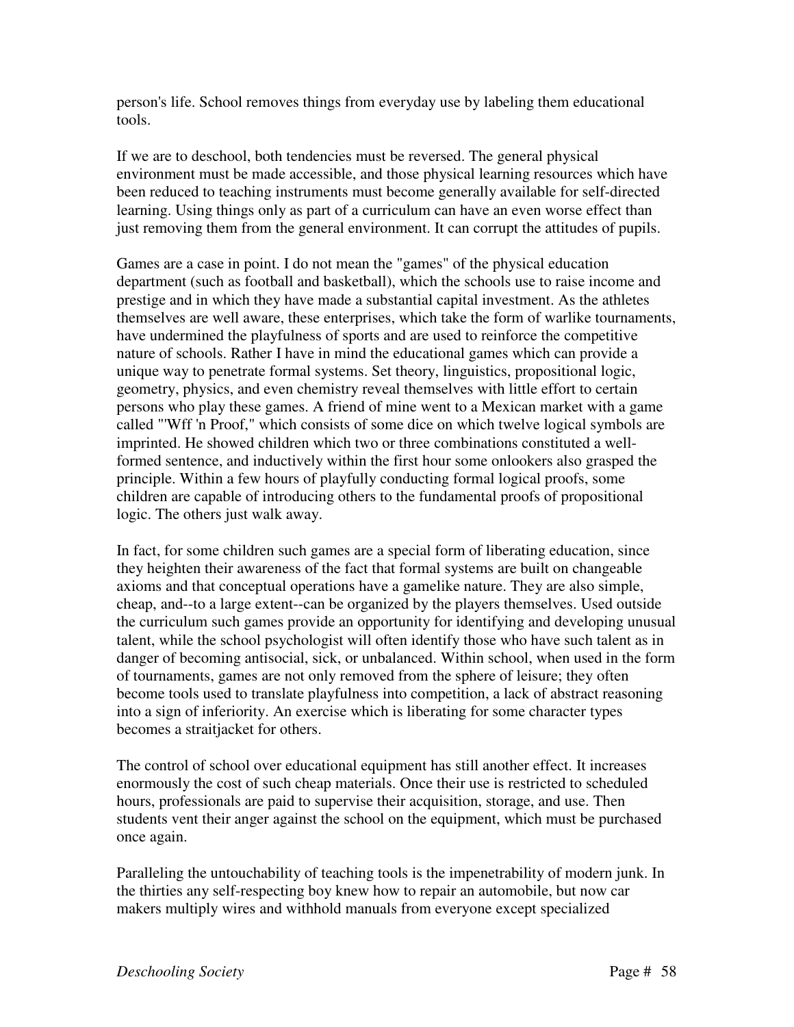person's life. School removes things from everyday use by labeling them educational tools.

If we are to deschool, both tendencies must be reversed. The general physical environment must be made accessible, and those physical learning resources which have been reduced to teaching instruments must become generally available for self-directed learning. Using things only as part of a curriculum can have an even worse effect than just removing them from the general environment. It can corrupt the attitudes of pupils.

Games are a case in point. I do not mean the "games" of the physical education department (such as football and basketball), which the schools use to raise income and prestige and in which they have made a substantial capital investment. As the athletes themselves are well aware, these enterprises, which take the form of warlike tournaments, have undermined the playfulness of sports and are used to reinforce the competitive nature of schools. Rather I have in mind the educational games which can provide a unique way to penetrate formal systems. Set theory, linguistics, propositional logic, geometry, physics, and even chemistry reveal themselves with little effort to certain persons who play these games. A friend of mine went to a Mexican market with a game called "'Wff 'n Proof," which consists of some dice on which twelve logical symbols are imprinted. He showed children which two or three combinations constituted a well-formed sentence, and inductively within the first hour some onlookers also grasped the principle. Within a few hours of playfully conducting formal logical proofs, some children are capable of introducing others to the fundamental proofs of propositional logic. The others just walk away.

In fact, for some children such games are a special form of liberating education, since they heighten their awareness of the fact that formal systems are built on changeable axioms and that conceptual operations have a gamelike nature. They are also simple, cheap, and--to a large extent--can be organized by the players themselves. Used outside the curriculum such games provide an opportunity for identifying and developing unusual talent, while the school psychologist will often identify those who have such talent as in danger of becoming antisocial, sick, or unbalanced. Within school, when used in the form of tournaments, games are not only removed from the sphere of leisure; they often become tools used to translate playfulness into competition, a lack of abstract reasoning into a sign of inferiority. An exercise which is liberating for some character types becomes a straitjacket for others.

The control of school over educational equipment has still another effect. It increases enormously the cost of such cheap materials. Once their use is restricted to scheduled hours, professionals are paid to supervise their acquisition, storage, and use. Then students vent their anger against the school on the equipment, which must be purchased once again.

Paralleling the untouchability of teaching tools is the impenetrability of modern junk. In the thirties any self-respecting boy knew how to repair an automobile, but now car makers multiply wires and withhold manuals from everyone except specialized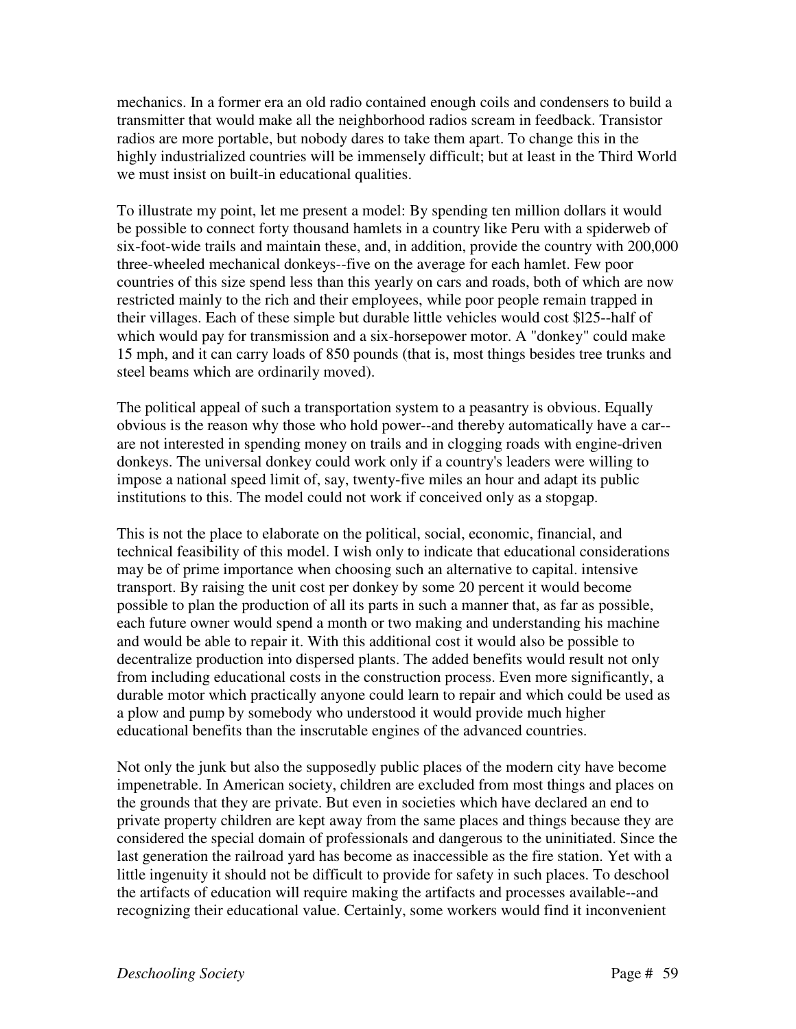mechanics. In a former era an old radio contained enough coils and condensers to build a transmitter that would make all the neighborhood radios scream in feedback. Transistor radios are more portable, but nobody dares to take them apart. To change this in the highly industrialized countries will be immensely difficult; but at least in the Third World we must insist on built-in educational qualities.

To illustrate my point, let me present a model: By spending ten million dollars it would be possible to connect forty thousand hamlets in a country like Peru with a spiderweb of six-foot-wide trails and maintain these, and, in addition, provide the country with 200,000 three-wheeled mechanical donkeys--five on the average for each hamlet. Few poor countries of this size spend less than this yearly on cars and roads, both of which are now restricted mainly to the rich and their employees, while poor people remain trapped in their villages. Each of these simple but durable little vehicles would cost $l25--half of which would pay for transmission and a six-horsepower motor. A "donkey" could make 15 mph, and it can carry loads of 850 pounds (that is, most things besides tree trunks and steel beams which are ordinarily moved).

The political appeal of such a transportation system to a peasantry is obvious. Equally obvious is the reason why those who hold power--and thereby automatically have a car--are not interested in spending money on trails and in clogging roads with engine-driven donkeys. The universal donkey could work only if a country's leaders were willing to impose a national speed limit of, say, twenty-five miles an hour and adapt its public institutions to this. The model could not work if conceived only as a stopgap.

This is not the place to elaborate on the political, social, economic, financial, and technical feasibility of this model. I wish only to indicate that educational considerations may be of prime importance when choosing such an alternative to capital. intensive transport. By raising the unit cost per donkey by some 20 percent it would become possible to plan the production of all its parts in such a manner that, as far as possible, each future owner would spend a month or two making and understanding his machine and would be able to repair it. With this additional cost it would also be possible to decentralize production into dispersed plants. The added benefits would result not only from including educational costs in the construction process. Even more significantly, a durable motor which practically anyone could learn to repair and which could be used as a plow and pump by somebody who understood it would provide much higher educational benefits than the inscrutable engines of the advanced countries.

Not only the junk but also the supposedly public places of the modern city have become impenetrable. In American society, children are excluded from most things and places on the grounds that they are private. But even in societies which have declared an end to private property children are kept away from the same places and things because they are considered the special domain of professionals and dangerous to the uninitiated. Since the last generation the railroad yard has become as inaccessible as the fire station. Yet with a little ingenuity it should not be difficult to provide for safety in such places. To deschool the artifacts of education will require making the artifacts and processes available--and recognizing their educational value. Certainly, some workers would find it inconvenient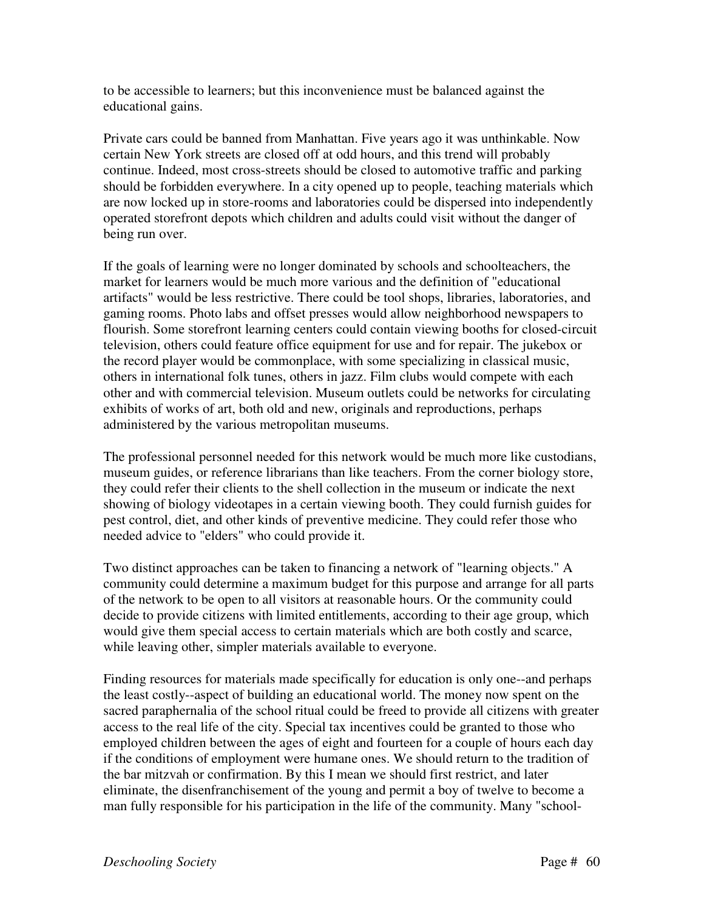to be accessible to learners; but this inconvenience must be balanced against the educational gains.

Private cars could be banned from Manhattan. Five years ago it was unthinkable. Now certain New York streets are closed off at odd hours, and this trend will probably continue. Indeed, most cross-streets should be closed to automotive traffic and parking should be forbidden everywhere. In a city opened up to people, teaching materials which are now locked up in store-rooms and laboratories could be dispersed into independently operated storefront depots which children and adults could visit without the danger of being run over.

If the goals of learning were no longer dominated by schools and schoolteachers, the market for learners would be much more various and the definition of "educational artifacts" would be less restrictive. There could be tool shops, libraries, laboratories, and gaming rooms. Photo labs and offset presses would allow neighborhood newspapers to flourish. Some storefront learning centers could contain viewing booths for closed-circuit television, others could feature office equipment for use and for repair. The jukebox or the record player would be commonplace, with some specializing in classical music, others in international folk tunes, others in jazz. Film clubs would compete with each other and with commercial television. Museum outlets could be networks for circulating exhibits of works of art, both old and new, originals and reproductions, perhaps administered by the various metropolitan museums.

The professional personnel needed for this network would be much more like custodians, museum guides, or reference librarians than like teachers. From the corner biology store, they could refer their clients to the shell collection in the museum or indicate the next showing of biology videotapes in a certain viewing booth. They could furnish guides for pest control, diet, and other kinds of preventive medicine. They could refer those who needed advice to "elders" who could provide it.

Two distinct approaches can be taken to financing a network of "learning objects." A community could determine a maximum budget for this purpose and arrange for all parts of the network to be open to all visitors at reasonable hours. Or the community could decide to provide citizens with limited entitlements, according to their age group, which would give them special access to certain materials which are both costly and scarce, while leaving other, simpler materials available to everyone.

Finding resources for materials made specifically for education is only one--and perhaps the least costly--aspect of building an educational world. The money now spent on the sacred paraphernalia of the school ritual could be freed to provide all citizens with greater access to the real life of the city. Special tax incentives could be granted to those who employed children between the ages of eight and fourteen for a couple of hours each day if the conditions of employment were humane ones. We should return to the tradition of the bar mitzvah or confirmation. By this I mean we should first restrict, and later eliminate, the disenfranchisement of the young and permit a boy of twelve to become a man fully responsible for his participation in the life of the community. Many "school-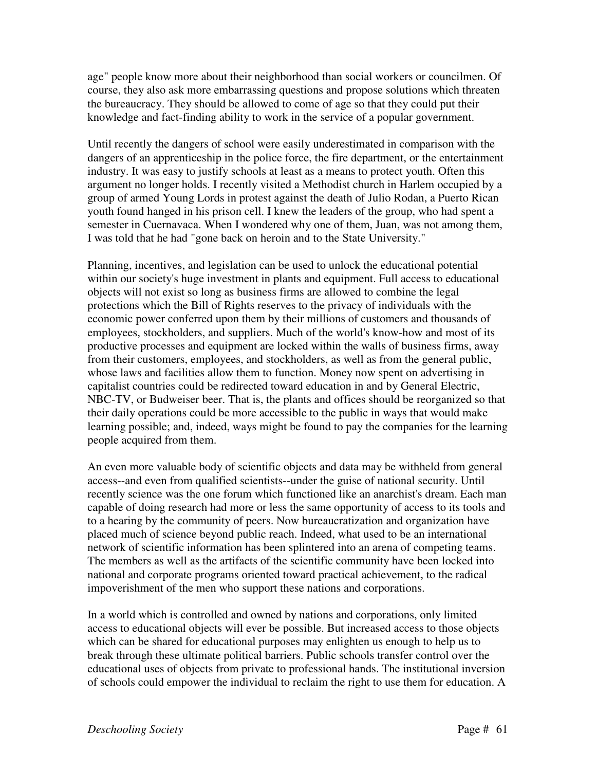age" people know more about their neighborhood than social workers or councilmen. Of course, they also ask more embarrassing questions and propose solutions which threaten the bureaucracy. They should be allowed to come of age so that they could put their knowledge and fact-finding ability to work in the service of a popular government.

Until recently the dangers of school were easily underestimated in comparison with the dangers of an apprenticeship in the police force, the fire department, or the entertainment industry. It was easy to justify schools at least as a means to protect youth. Often this argument no longer holds. I recently visited a Methodist church in Harlem occupied by a group of armed Young Lords in protest against the death of Julio Rodan, a Puerto Rican youth found hanged in his prison cell. I knew the leaders of the group, who had spent a semester in Cuernavaca. When I wondered why one of them, Juan, was not among them, I was told that he had "gone back on heroin and to the State University."

Planning, incentives, and legislation can be used to unlock the educational potential within our society's huge investment in plants and equipment. Full access to educational objects will not exist so long as business firms are allowed to combine the legal protections which the Bill of Rights reserves to the privacy of individuals with the economic power conferred upon them by their millions of customers and thousands of employees, stockholders, and suppliers. Much of the world's know-how and most of its productive processes and equipment are locked within the walls of business firms, away from their customers, employees, and stockholders, as well as from the general public, whose laws and facilities allow them to function. Money now spent on advertising in capitalist countries could be redirected toward education in and by General Electric, NBC-TV, or Budweiser beer. That is, the plants and offices should be reorganized so that their daily operations could be more accessible to the public in ways that would make learning possible; and, indeed, ways might be found to pay the companies for the learning people acquired from them.

An even more valuable body of scientific objects and data may be withheld from general access--and even from qualified scientists--under the guise of national security. Until recently science was the one forum which functioned like an anarchist's dream. Each man capable of doing research had more or less the same opportunity of access to its tools and to a hearing by the community of peers. Now bureaucratization and organization have placed much of science beyond public reach. Indeed, what used to be an international network of scientific information has been splintered into an arena of competing teams. The members as well as the artifacts of the scientific community have been locked into national and corporate programs oriented toward practical achievement, to the radical impoverishment of the men who support these nations and corporations.

In a world which is controlled and owned by nations and corporations, only limited access to educational objects will ever be possible. But increased access to those objects which can be shared for educational purposes may enlighten us enough to help us to break through these ultimate political barriers. Public schools transfer control over the educational uses of objects from private to professional hands. The institutional inversion of schools could empower the individual to reclaim the right to use them for education. A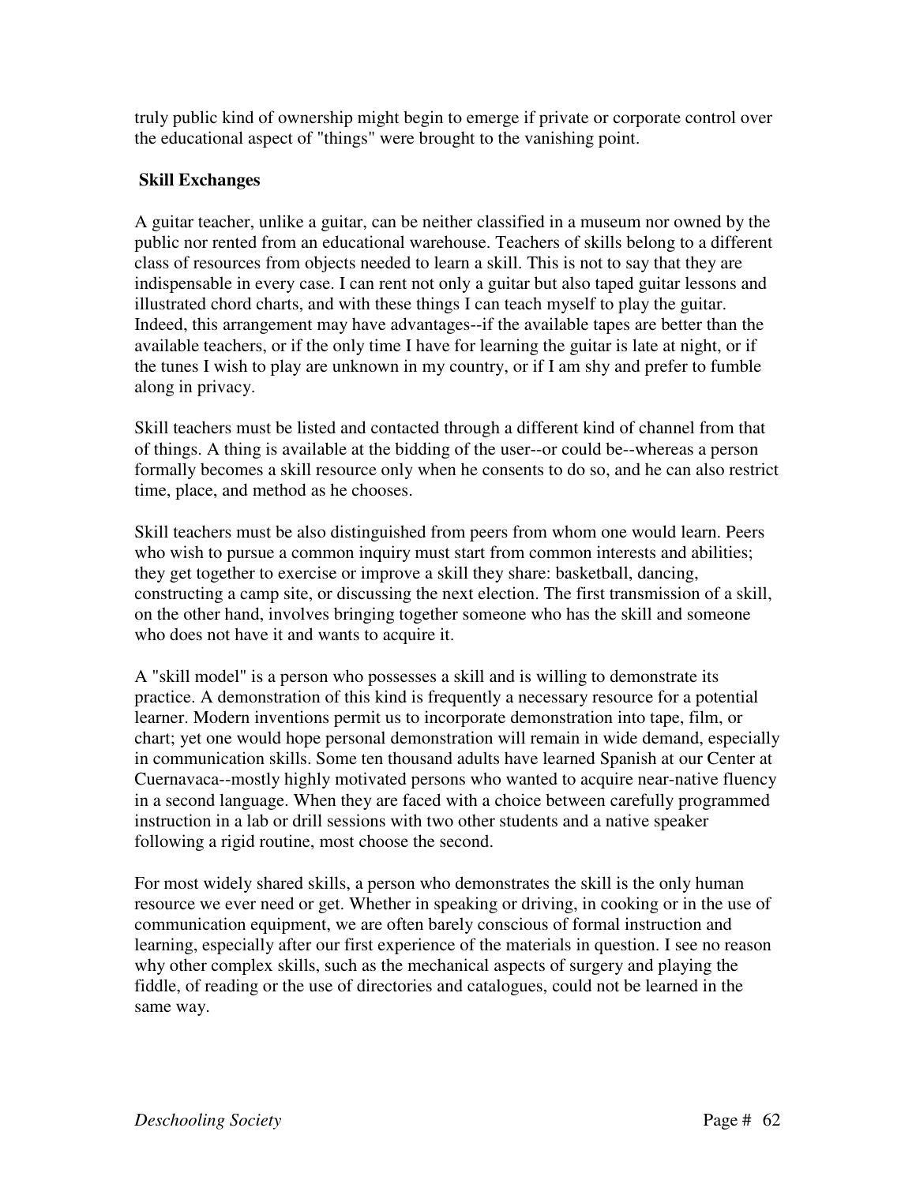truly public kind of ownership might begin to emerge if private or corporate control over the educational aspect of "things" were brought to the vanishing point.

## Skill Exchanges

A guitar teacher, unlike a guitar, can be neither classified in a museum nor owned by the public nor rented from an educational warehouse. Teachers of skills belong to a different class of resources from objects needed to learn a skill. This is not to say that they are indispensable in every case. I can rent not only a guitar but also taped guitar lessons and illustrated chord charts, and with these things I can teach myself to play the guitar. Indeed, this arrangement may have advantages--if the available tapes are better than the available teachers, or if the only time I have for learning the guitar is late at night, or if the tunes I wish to play are unknown in my country, or if I am shy and prefer to fumble along in privacy.

Skill teachers must be listed and contacted through a different kind of channel from that of things. A thing is available at the bidding of the user--or could be--whereas a person formally becomes a skill resource only when he consents to do so, and he can also restrict time, place, and method as he chooses.

Skill teachers must be also distinguished from peers from whom one would learn. Peers who wish to pursue a common inquiry must start from common interests and abilities; they get together to exercise or improve a skill they share: basketball, dancing, constructing a camp site, or discussing the next election. The first transmission of a skill, on the other hand, involves bringing together someone who has the skill and someone who does not have it and wants to acquire it.

A "skill model" is a person who possesses a skill and is willing to demonstrate its practice. A demonstration of this kind is frequently a necessary resource for a potential learner. Modern inventions permit us to incorporate demonstration into tape, film, or chart; yet one would hope personal demonstration will remain in wide demand, especially in communication skills. Some ten thousand adults have learned Spanish at our Center at Cuernavaca--mostly highly motivated persons who wanted to acquire near-native fluency in a second language. When they are faced with a choice between carefully programmed instruction in a lab or drill sessions with two other students and a native speaker following a rigid routine, most choose the second.

For most widely shared skills, a person who demonstrates the skill is the only human resource we ever need or get. Whether in speaking or driving, in cooking or in the use of communication equipment, we are often barely conscious of formal instruction and learning, especially after our first experience of the materials in question. I see no reason why other complex skills, such as the mechanical aspects of surgery and playing the fiddle, of reading or the use of directories and catalogues, could not be learned in the same way.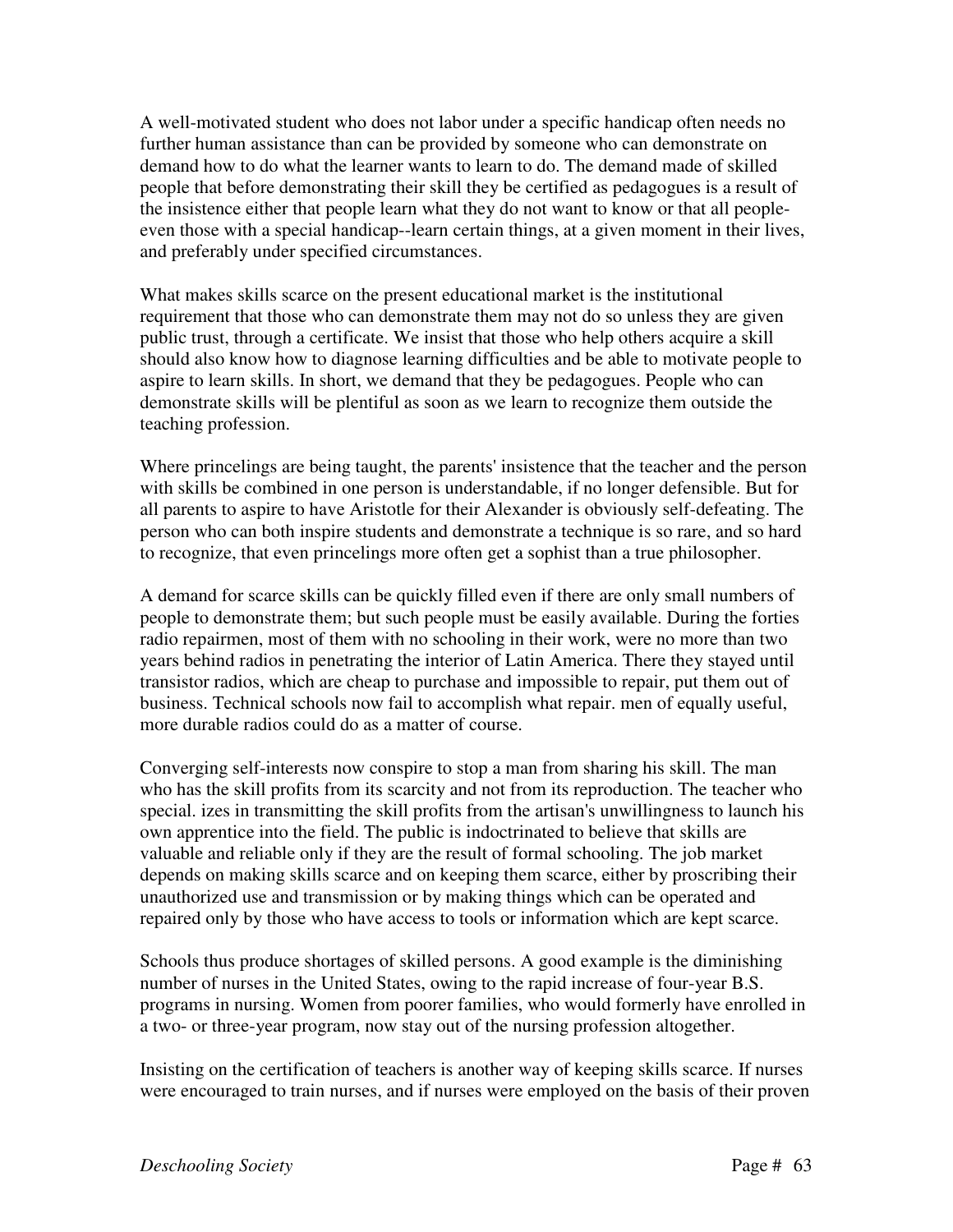A well-motivated student who does not labor under a specific handicap often needs no further human assistance than can be provided by someone who can demonstrate on demand how to do what the learner wants to learn to do. The demand made of skilled people that before demonstrating their skill they be certified as pedagogues is a result of the insistence either that people learn what they do not want to know or that all people-even those with a special handicap--learn certain things, at a given moment in their lives, and preferably under specified circumstances.

What makes skills scarce on the present educational market is the institutional requirement that those who can demonstrate them may not do so unless they are given public trust, through a certificate. We insist that those who help others acquire a skill should also know how to diagnose learning difficulties and be able to motivate people to aspire to learn skills. In short, we demand that they be pedagogues. People who can demonstrate skills will be plentiful as soon as we learn to recognize them outside the teaching profession.

Where princelings are being taught, the parents' insistence that the teacher and the person with skills be combined in one person is understandable, if no longer defensible. But for all parents to aspire to have Aristotle for their Alexander is obviously self-defeating. The person who can both inspire students and demonstrate a technique is so rare, and so hard to recognize, that even princelings more often get a sophist than a true philosopher.

A demand for scarce skills can be quickly filled even if there are only small numbers of people to demonstrate them; but such people must be easily available. During the forties radio repairmen, most of them with no schooling in their work, were no more than two years behind radios in penetrating the interior of Latin America. There they stayed until transistor radios, which are cheap to purchase and impossible to repair, put them out of business. Technical schools now fail to accomplish what repair. men of equally useful, more durable radios could do as a matter of course.

Converging self-interests now conspire to stop a man from sharing his skill. The man who has the skill profits from its scarcity and not from its reproduction. The teacher who special. izes in transmitting the skill profits from the artisan's unwillingness to launch his own apprentice into the field. The public is indoctrinated to believe that skills are valuable and reliable only if they are the result of formal schooling. The job market depends on making skills scarce and on keeping them scarce, either by proscribing their unauthorized use and transmission or by making things which can be operated and repaired only by those who have access to tools or information which are kept scarce.

Schools thus produce shortages of skilled persons. A good example is the diminishing number of nurses in the United States, owing to the rapid increase of four-year B.S. programs in nursing. Women from poorer families, who would formerly have enrolled in a two- or three-year program, now stay out of the nursing profession altogether.

Insisting on the certification of teachers is another way of keeping skills scarce. If nurses were encouraged to train nurses, and if nurses were employed on the basis of their proven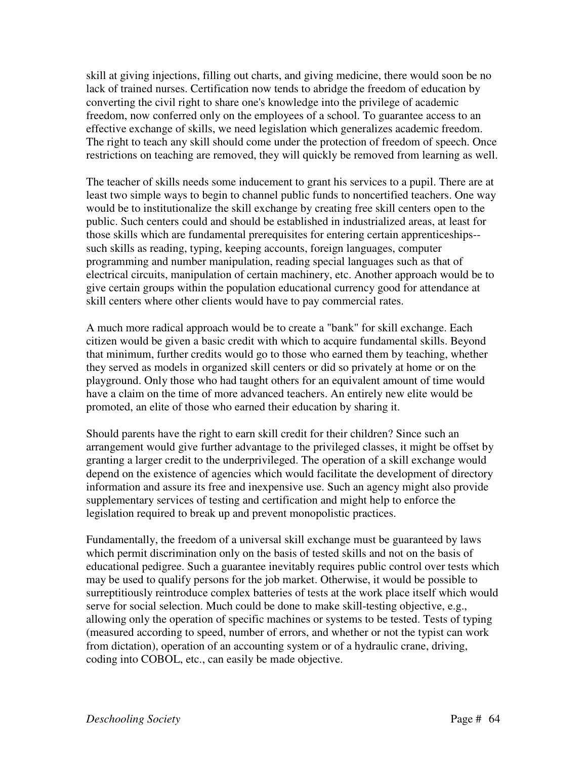skill at giving injections, filling out charts, and giving medicine, there would soon be no lack of trained nurses. Certification now tends to abridge the freedom of education by converting the civil right to share one's knowledge into the privilege of academic freedom, now conferred only on the employees of a school. To guarantee access to an effective exchange of skills, we need legislation which generalizes academic freedom. The right to teach any skill should come under the protection of freedom of speech. Once restrictions on teaching are removed, they will quickly be removed from learning as well.

The teacher of skills needs some inducement to grant his services to a pupil. There are at least two simple ways to begin to channel public funds to noncertified teachers. One way would be to institutionalize the skill exchange by creating free skill centers open to the public. Such centers could and should be established in industrialized areas, at least for those skills which are fundamental prerequisites for entering certain apprenticeships--such skills as reading, typing, keeping accounts, foreign languages, computer programming and number manipulation, reading special languages such as that of electrical circuits, manipulation of certain machinery, etc. Another approach would be to give certain groups within the population educational currency good for attendance at skill centers where other clients would have to pay commercial rates.

A much more radical approach would be to create a "bank" for skill exchange. Each citizen would be given a basic credit with which to acquire fundamental skills. Beyond that minimum, further credits would go to those who earned them by teaching, whether they served as models in organized skill centers or did so privately at home or on the playground. Only those who had taught others for an equivalent amount of time would have a claim on the time of more advanced teachers. An entirely new elite would be promoted, an elite of those who earned their education by sharing it.

Should parents have the right to earn skill credit for their children? Since such an arrangement would give further advantage to the privileged classes, it might be offset by granting a larger credit to the underprivileged. The operation of a skill exchange would depend on the existence of agencies which would facilitate the development of directory information and assure its free and inexpensive use. Such an agency might also provide supplementary services of testing and certification and might help to enforce the legislation required to break up and prevent monopolistic practices.

Fundamentally, the freedom of a universal skill exchange must be guaranteed by laws which permit discrimination only on the basis of tested skills and not on the basis of educational pedigree. Such a guarantee inevitably requires public control over tests which may be used to qualify persons for the job market. Otherwise, it would be possible to surreptitiously reintroduce complex batteries of tests at the work place itself which would serve for social selection. Much could be done to make skill-testing objective, e.g., allowing only the operation of specific machines or systems to be tested. Tests of typing (measured according to speed, number of errors, and whether or not the typist can work from dictation), operation of an accounting system or of a hydraulic crane, driving, coding into COBOL, etc., can easily be made objective.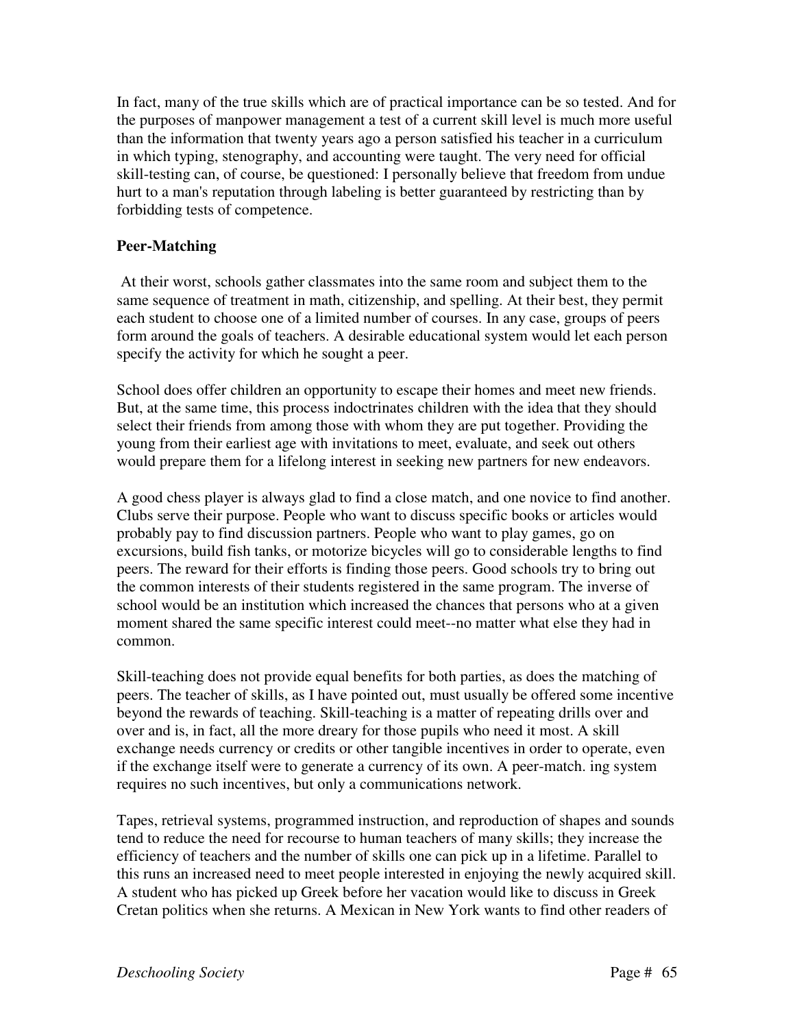In fact, many of the true skills which are of practical importance can be so tested. And for the purposes of manpower management a test of a current skill level is much more useful than the information that twenty years ago a person satisfied his teacher in a curriculum in which typing, stenography, and accounting were taught. The very need for official skill-testing can, of course, be questioned: I personally believe that freedom from undue hurt to a man's reputation through labeling is better guaranteed by restricting than by forbidding tests of competence.

**Peer-Matching**

At their worst, schools gather classmates into the same room and subject them to the same sequence of treatment in math, citizenship, and spelling. At their best, they permit each student to choose one of a limited number of courses. In any case, groups of peers form around the goals of teachers. A desirable educational system would let each person specify the activity for which he sought a peer.

School does offer children an opportunity to escape their homes and meet new friends. But, at the same time, this process indoctrinates children with the idea that they should select their friends from among those with whom they are put together. Providing the young from their earliest age with invitations to meet, evaluate, and seek out others would prepare them for a lifelong interest in seeking new partners for new endeavors.

A good chess player is always glad to find a close match, and one novice to find another. Clubs serve their purpose. People who want to discuss specific books or articles would probably pay to find discussion partners. People who want to play games, go on excursions, build fish tanks, or motorize bicycles will go to considerable lengths to find peers. The reward for their efforts is finding those peers. Good schools try to bring out the common interests of their students registered in the same program. The inverse of school would be an institution which increased the chances that persons who at a given moment shared the same specific interest could meet--no matter what else they had in common.

Skill-teaching does not provide equal benefits for both parties, as does the matching of peers. The teacher of skills, as I have pointed out, must usually be offered some incentive beyond the rewards of teaching. Skill-teaching is a matter of repeating drills over and over and is, in fact, all the more dreary for those pupils who need it most. A skill exchange needs currency or credits or other tangible incentives in order to operate, even if the exchange itself were to generate a currency of its own. A peer-match. ing system requires no such incentives, but only a communications network.

Tapes, retrieval systems, programmed instruction, and reproduction of shapes and sounds tend to reduce the need for recourse to human teachers of many skills; they increase the efficiency of teachers and the number of skills one can pick up in a lifetime. Parallel to this runs an increased need to meet people interested in enjoying the newly acquired skill. A student who has picked up Greek before her vacation would like to discuss in Greek Cretan politics when she returns. A Mexican in New York wants to find other readers of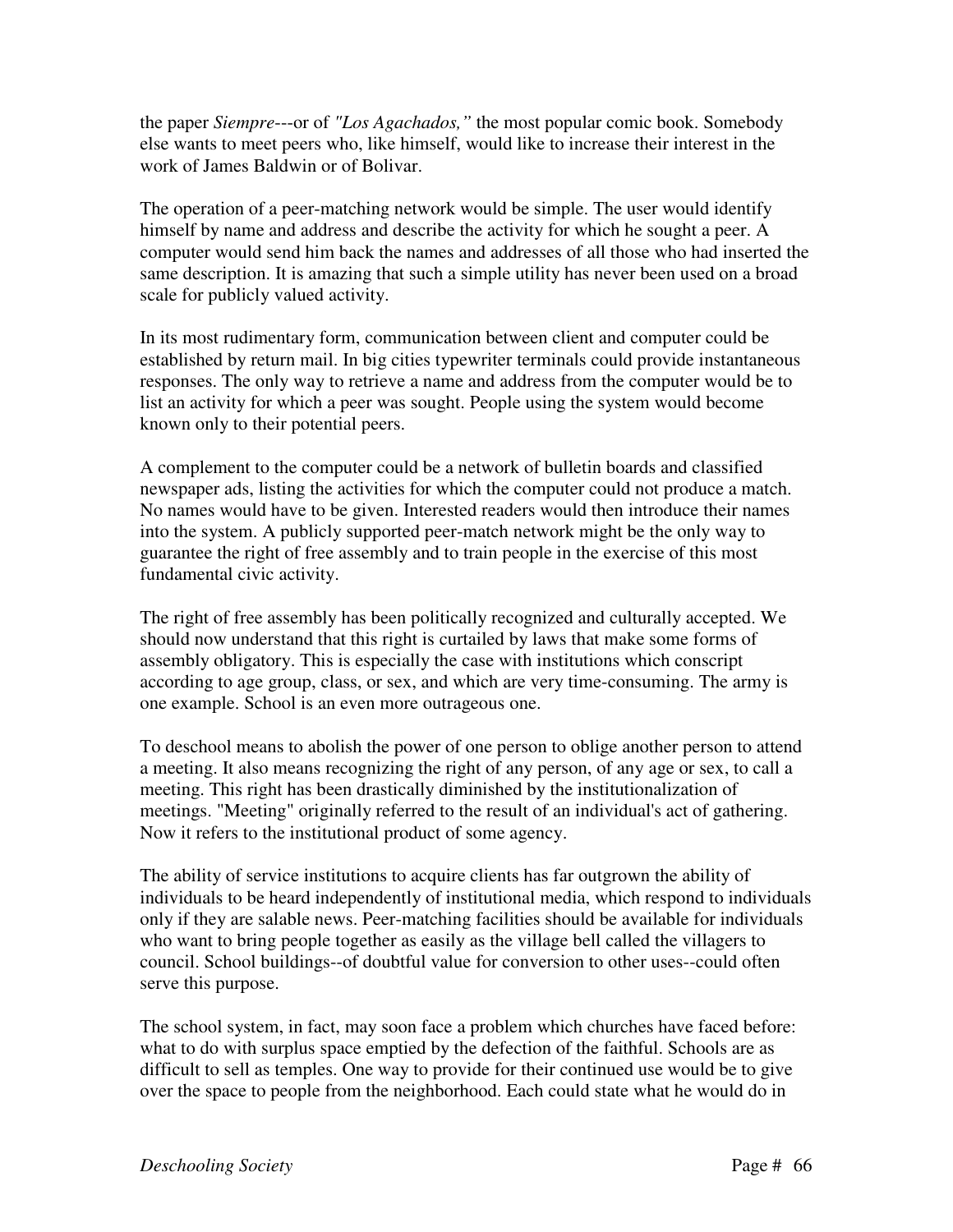the paper *Siempre*---or of *"Los Agachados,"* the most popular comic book. Somebody else wants to meet peers who, like himself, would like to increase their interest in the work of James Baldwin or of Bolivar.

The operation of a peer-matching network would be simple. The user would identify himself by name and address and describe the activity for which he sought a peer. A computer would send him back the names and addresses of all those who had inserted the same description. It is amazing that such a simple utility has never been used on a broad scale for publicly valued activity.

In its most rudimentary form, communication between client and computer could be established by return mail. In big cities typewriter terminals could provide instantaneous responses. The only way to retrieve a name and address from the computer would be to list an activity for which a peer was sought. People using the system would become known only to their potential peers.

A complement to the computer could be a network of bulletin boards and classified newspaper ads, listing the activities for which the computer could not produce a match. No names would have to be given. Interested readers would then introduce their names into the system. A publicly supported peer-match network might be the only way to guarantee the right of free assembly and to train people in the exercise of this most fundamental civic activity.

The right of free assembly has been politically recognized and culturally accepted. We should now understand that this right is curtailed by laws that make some forms of assembly obligatory. This is especially the case with institutions which conscript according to age group, class, or sex, and which are very time-consuming. The army is one example. School is an even more outrageous one.

To deschool means to abolish the power of one person to oblige another person to attend a meeting. It also means recognizing the right of any person, of any age or sex, to call a meeting. This right has been drastically diminished by the institutionalization of meetings. "Meeting" originally referred to the result of an individual's act of gathering. Now it refers to the institutional product of some agency.

The ability of service institutions to acquire clients has far outgrown the ability of individuals to be heard independently of institutional media, which respond to individuals only if they are salable news. Peer-matching facilities should be available for individuals who want to bring people together as easily as the village bell called the villagers to council. School buildings--of doubtful value for conversion to other uses--could often serve this purpose.

The school system, in fact, may soon face a problem which churches have faced before: what to do with surplus space emptied by the defection of the faithful. Schools are as difficult to sell as temples. One way to provide for their continued use would be to give over the space to people from the neighborhood. Each could state what he would do in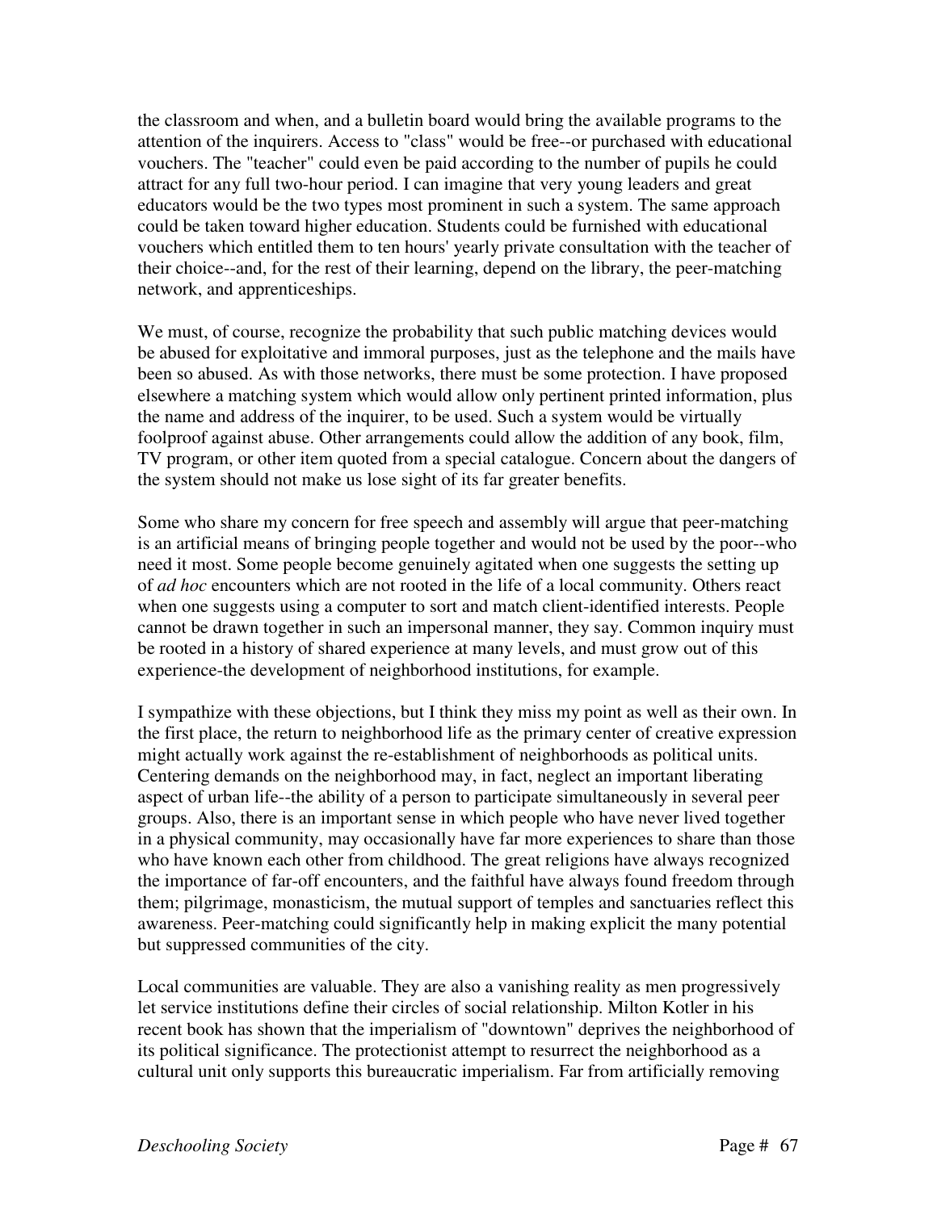the classroom and when, and a bulletin board would bring the available programs to the attention of the inquirers. Access to "class" would be free--or purchased with educational vouchers. The "teacher" could even be paid according to the number of pupils he could attract for any full two-hour period. I can imagine that very young leaders and great educators would be the two types most prominent in such a system. The same approach could be taken toward higher education. Students could be furnished with educational vouchers which entitled them to ten hours' yearly private consultation with the teacher of their choice--and, for the rest of their learning, depend on the library, the peer-matching network, and apprenticeships.

We must, of course, recognize the probability that such public matching devices would be abused for exploitative and immoral purposes, just as the telephone and the mails have been so abused. As with those networks, there must be some protection. I have proposed elsewhere a matching system which would allow only pertinent printed information, plus the name and address of the inquirer, to be used. Such a system would be virtually foolproof against abuse. Other arrangements could allow the addition of any book, film, TV program, or other item quoted from a special catalogue. Concern about the dangers of the system should not make us lose sight of its far greater benefits.

Some who share my concern for free speech and assembly will argue that peer-matching is an artificial means of bringing people together and would not be used by the poor--who need it most. Some people become genuinely agitated when one suggests the setting up of *ad hoc* encounters which are not rooted in the life of a local community. Others react when one suggests using a computer to sort and match client-identified interests. People cannot be drawn together in such an impersonal manner, they say. Common inquiry must be rooted in a history of shared experience at many levels, and must grow out of this experience-the development of neighborhood institutions, for example.

I sympathize with these objections, but I think they miss my point as well as their own. In the first place, the return to neighborhood life as the primary center of creative expression might actually work against the re-establishment of neighborhoods as political units. Centering demands on the neighborhood may, in fact, neglect an important liberating aspect of urban life--the ability of a person to participate simultaneously in several peer groups. Also, there is an important sense in which people who have never lived together in a physical community, may occasionally have far more experiences to share than those who have known each other from childhood. The great religions have always recognized the importance of far-off encounters, and the faithful have always found freedom through them; pilgrimage, monasticism, the mutual support of temples and sanctuaries reflect this awareness. Peer-matching could significantly help in making explicit the many potential but suppressed communities of the city.

Local communities are valuable. They are also a vanishing reality as men progressively let service institutions define their circles of social relationship. Milton Kotler in his recent book has shown that the imperialism of "downtown" deprives the neighborhood of its political significance. The protectionist attempt to resurrect the neighborhood as a cultural unit only supports this bureaucratic imperialism. Far from artificially removing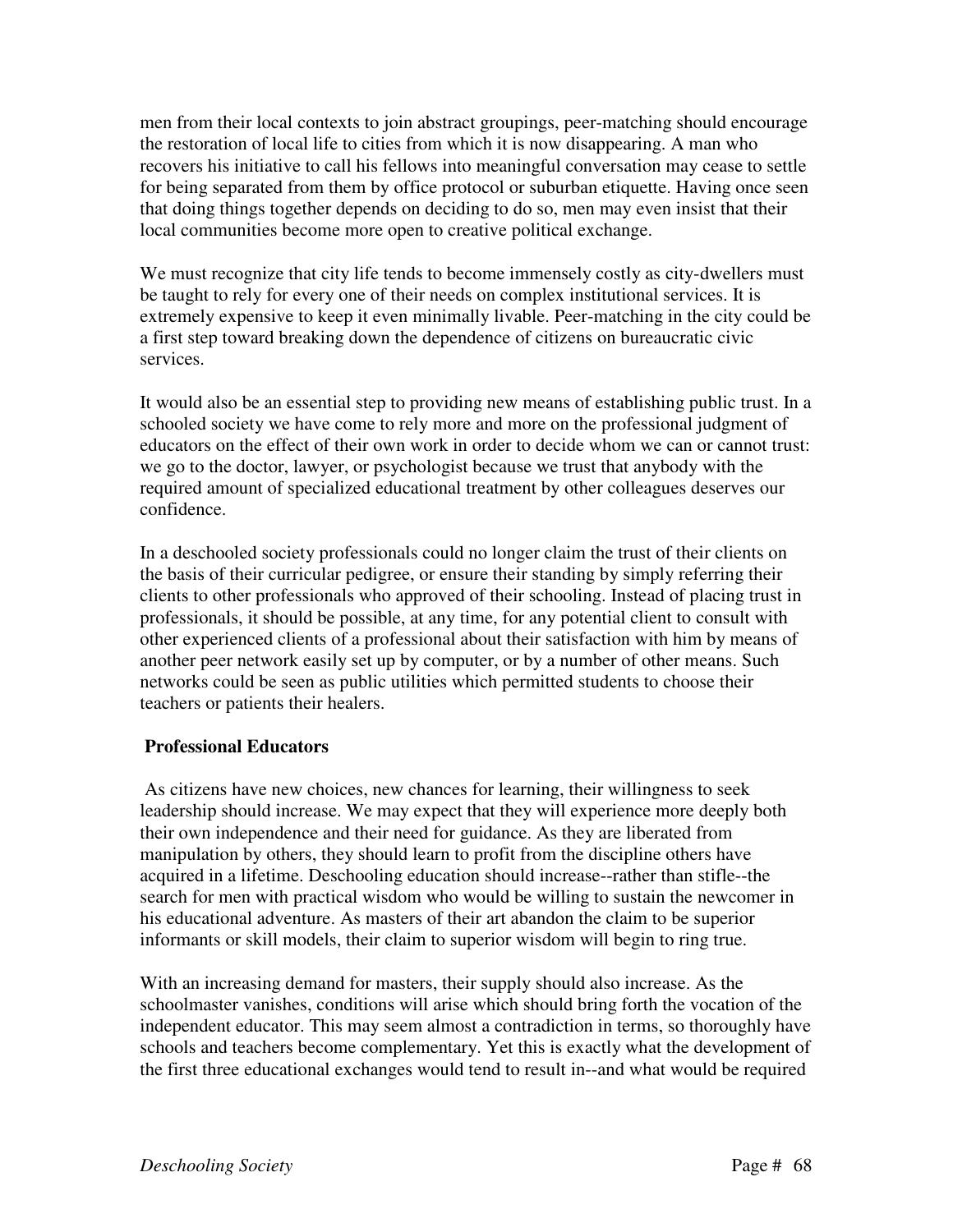men from their local contexts to join abstract groupings, peer-matching should encourage the restoration of local life to cities from which it is now disappearing. A man who recovers his initiative to call his fellows into meaningful conversation may cease to settle for being separated from them by office protocol or suburban etiquette. Having once seen that doing things together depends on deciding to do so, men may even insist that their local communities become more open to creative political exchange.

We must recognize that city life tends to become immensely costly as city-dwellers must be taught to rely for every one of their needs on complex institutional services. It is extremely expensive to keep it even minimally livable. Peer-matching in the city could be a first step toward breaking down the dependence of citizens on bureaucratic civic services.

It would also be an essential step to providing new means of establishing public trust. In a schooled society we have come to rely more and more on the professional judgment of educators on the effect of their own work in order to decide whom we can or cannot trust: we go to the doctor, lawyer, or psychologist because we trust that anybody with the required amount of specialized educational treatment by other colleagues deserves our confidence.

In a deschooled society professionals could no longer claim the trust of their clients on the basis of their curricular pedigree, or ensure their standing by simply referring their clients to other professionals who approved of their schooling. Instead of placing trust in professionals, it should be possible, at any time, for any potential client to consult with other experienced clients of a professional about their satisfaction with him by means of another peer network easily set up by computer, or by a number of other means. Such networks could be seen as public utilities which permitted students to choose their teachers or patients their healers.

### Professional Educators

As citizens have new choices, new chances for learning, their willingness to seek leadership should increase. We may expect that they will experience more deeply both their own independence and their need for guidance. As they are liberated from manipulation by others, they should learn to profit from the discipline others have acquired in a lifetime. Deschooling education should increase--rather than stifle--the search for men with practical wisdom who would be willing to sustain the newcomer in his educational adventure. As masters of their art abandon the claim to be superior informants or skill models, their claim to superior wisdom will begin to ring true.

With an increasing demand for masters, their supply should also increase. As the schoolmaster vanishes, conditions will arise which should bring forth the vocation of the independent educator. This may seem almost a contradiction in terms, so thoroughly have schools and teachers become complementary. Yet this is exactly what the development of the first three educational exchanges would tend to result in--and what would be required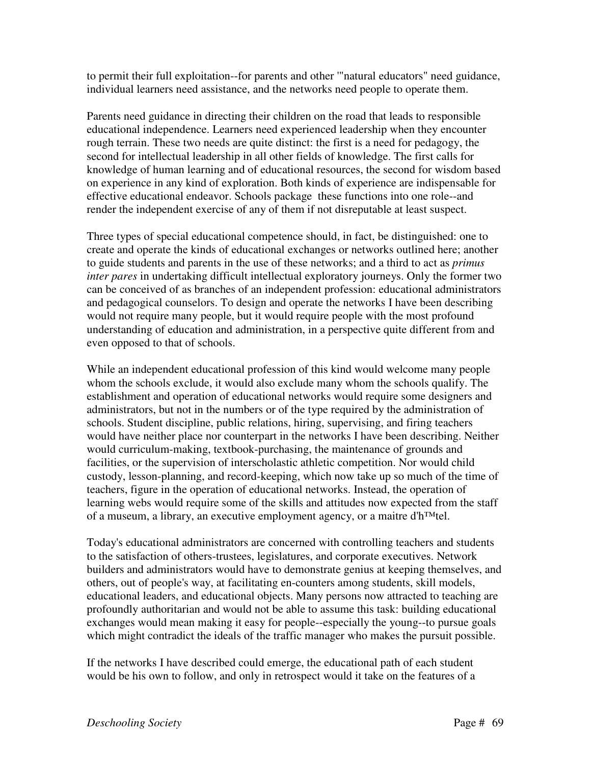to permit their full exploitation--for parents and other '"natural educators" need guidance, individual learners need assistance, and the networks need people to operate them.

Parents need guidance in directing their children on the road that leads to responsible educational independence. Learners need experienced leadership when they encounter rough terrain. These two needs are quite distinct: the first is a need for pedagogy, the second for intellectual leadership in all other fields of knowledge. The first calls for knowledge of human learning and of educational resources, the second for wisdom based on experience in any kind of exploration. Both kinds of experience are indispensable for effective educational endeavor. Schools package these functions into one role--and render the independent exercise of any of them if not disreputable at least suspect.

Three types of special educational competence should, in fact, be distinguished: one to create and operate the kinds of educational exchanges or networks outlined here; another to guide students and parents in the use of these networks; and a third to act as *primus inter pares* in undertaking difficult intellectual exploratory journeys. Only the former two can be conceived of as branches of an independent profession: educational administrators and pedagogical counselors. To design and operate the networks I have been describing would not require many people, but it would require people with the most profound understanding of education and administration, in a perspective quite different from and even opposed to that of schools.

While an independent educational profession of this kind would welcome many people whom the schools exclude, it would also exclude many whom the schools qualify. The establishment and operation of educational networks would require some designers and administrators, but not in the numbers or of the type required by the administration of schools. Student discipline, public relations, hiring, supervising, and firing teachers would have neither place nor counterpart in the networks I have been describing. Neither would curriculum-making, textbook-purchasing, the maintenance of grounds and facilities, or the supervision of interscholastic athletic competition. Nor would child custody, lesson-planning, and record-keeping, which now take up so much of the time of teachers, figure in the operation of educational networks. Instead, the operation of learning webs would require some of the skills and attitudes now expected from the staff of a museum, a library, an executive employment agency, or a maitre d'h™tel.

Today's educational administrators are concerned with controlling teachers and students to the satisfaction of others-trustees, legislatures, and corporate executives. Network builders and administrators would have to demonstrate genius at keeping themselves, and others, out of people's way, at facilitating en-counters among students, skill models, educational leaders, and educational objects. Many persons now attracted to teaching are profoundly authoritarian and would not be able to assume this task: building educational exchanges would mean making it easy for people--especially the young--to pursue goals which might contradict the ideals of the traffic manager who makes the pursuit possible.

If the networks I have described could emerge, the educational path of each student would be his own to follow, and only in retrospect would it take on the features of a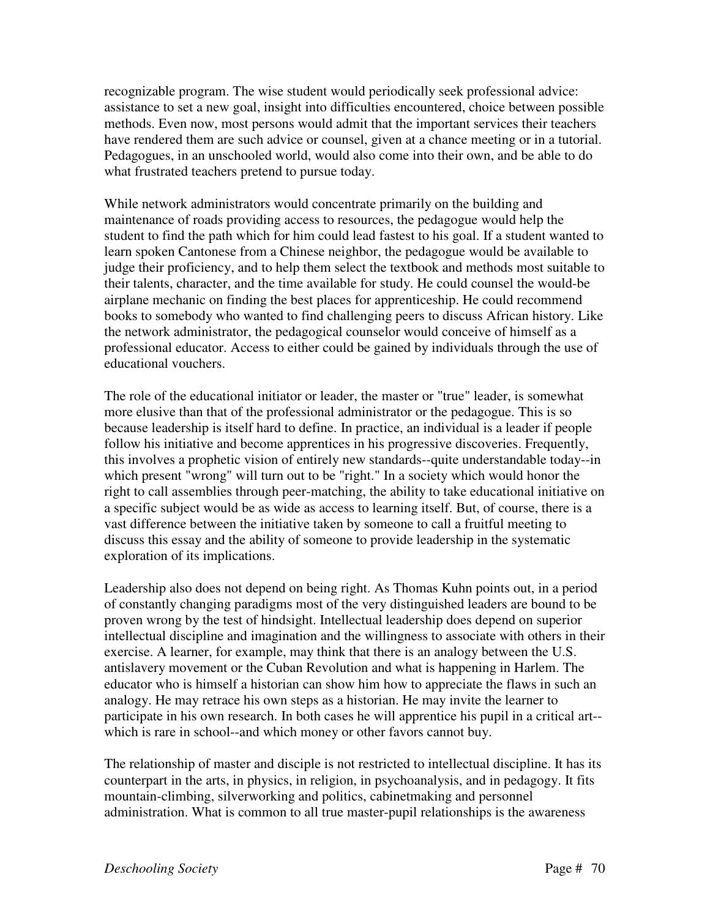recognizable program. The wise student would periodically seek professional advice: assistance to set a new goal, insight into difficulties encountered, choice between possible methods. Even now, most persons would admit that the important services their teachers have rendered them are such advice or counsel, given at a chance meeting or in a tutorial. Pedagogues, in an unschooled world, would also come into their own, and be able to do what frustrated teachers pretend to pursue today.

While network administrators would concentrate primarily on the building and maintenance of roads providing access to resources, the pedagogue would help the student to find the path which for him could lead fastest to his goal. If a student wanted to learn spoken Cantonese from a Chinese neighbor, the pedagogue would be available to judge their proficiency, and to help them select the textbook and methods most suitable to their talents, character, and the time available for study. He could counsel the would-be airplane mechanic on finding the best places for apprenticeship. He could recommend books to somebody who wanted to find challenging peers to discuss African history. Like the network administrator, the pedagogical counselor would conceive of himself as a professional educator. Access to either could be gained by individuals through the use of educational vouchers.

The role of the educational initiator or leader, the master or "true" leader, is somewhat more elusive than that of the professional administrator or the pedagogue. This is so because leadership is itself hard to define. In practice, an individual is a leader if people follow his initiative and become apprentices in his progressive discoveries. Frequently, this involves a prophetic vision of entirely new standards--quite understandable today--in which present "wrong" will turn out to be "right." In a society which would honor the right to call assemblies through peer-matching, the ability to take educational initiative on a specific subject would be as wide as access to learning itself. But, of course, there is a vast difference between the initiative taken by someone to call a fruitful meeting to discuss this essay and the ability of someone to provide leadership in the systematic exploration of its implications.

Leadership also does not depend on being right. As Thomas Kuhn points out, in a period of constantly changing paradigms most of the very distinguished leaders are bound to be proven wrong by the test of hindsight. Intellectual leadership does depend on superior intellectual discipline and imagination and the willingness to associate with others in their exercise. A learner, for example, may think that there is an analogy between the U.S. antislavery movement or the Cuban Revolution and what is happening in Harlem. The educator who is himself a historian can show him how to appreciate the flaws in such an analogy. He may retrace his own steps as a historian. He may invite the learner to participate in his own research. In both cases he will apprentice his pupil in a critical art--which is rare in school--and which money or other favors cannot buy.

The relationship of master and disciple is not restricted to intellectual discipline. It has its counterpart in the arts, in physics, in religion, in psychoanalysis, and in pedagogy. It fits mountain-climbing, silverworking and politics, cabinetmaking and personnel administration. What is common to all true master-pupil relationships is the awareness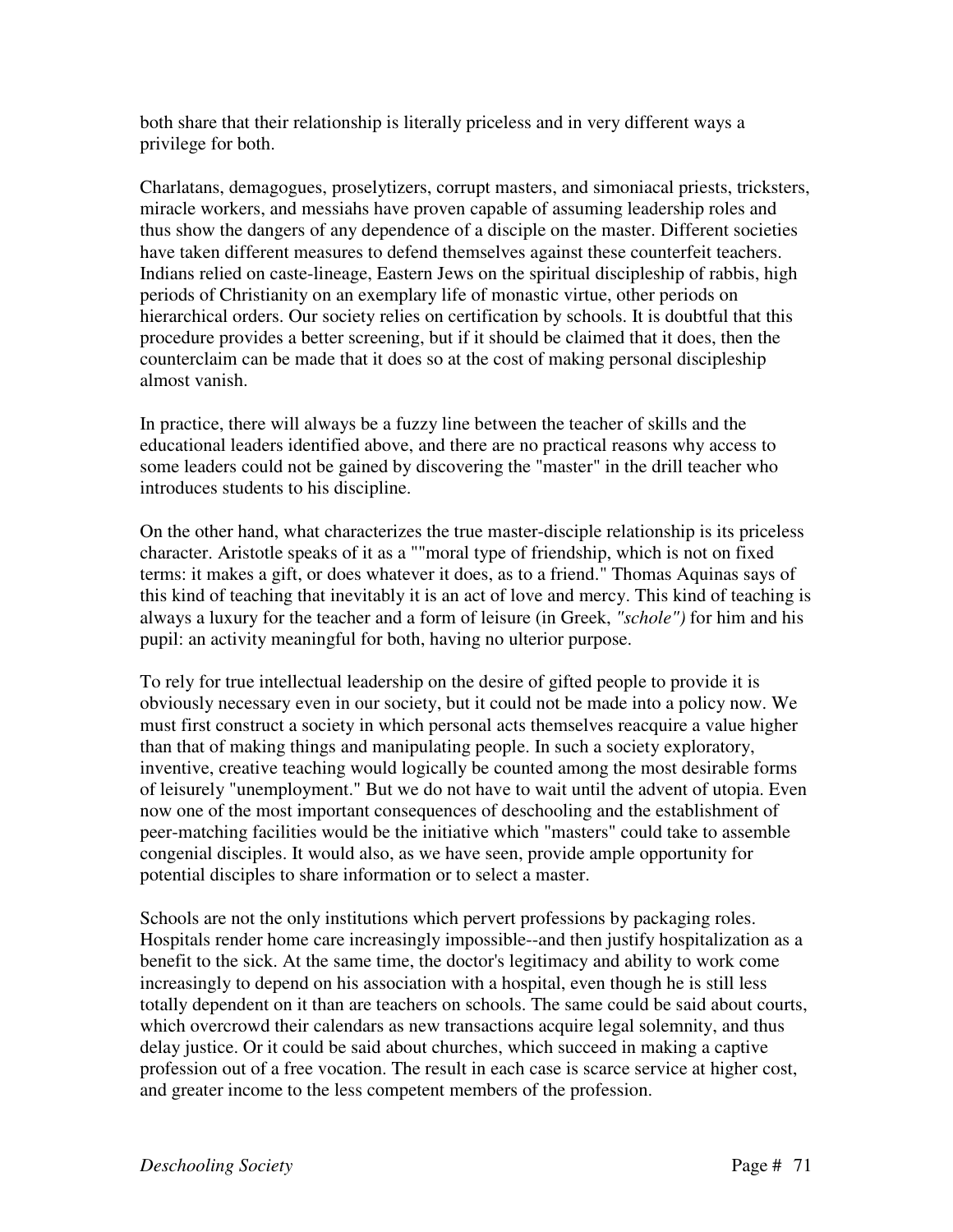both share that their relationship is literally priceless and in very different ways a privilege for both.

Charlatans, demagogues, proselytizers, corrupt masters, and simoniacal priests, tricksters, miracle workers, and messiahs have proven capable of assuming leadership roles and thus show the dangers of any dependence of a disciple on the master. Different societies have taken different measures to defend themselves against these counterfeit teachers. Indians relied on caste-lineage, Eastern Jews on the spiritual discipleship of rabbis, high periods of Christianity on an exemplary life of monastic virtue, other periods on hierarchical orders. Our society relies on certification by schools. It is doubtful that this procedure provides a better screening, but if it should be claimed that it does, then the counterclaim can be made that it does so at the cost of making personal discipleship almost vanish.

In practice, there will always be a fuzzy line between the teacher of skills and the educational leaders identified above, and there are no practical reasons why access to some leaders could not be gained by discovering the "master" in the drill teacher who introduces students to his discipline.

On the other hand, what characterizes the true master-disciple relationship is its priceless character. Aristotle speaks of it as a ""moral type of friendship, which is not on fixed terms: it makes a gift, or does whatever it does, as to a friend." Thomas Aquinas says of this kind of teaching that inevitably it is an act of love and mercy. This kind of teaching is always a luxury for the teacher and a form of leisure (in Greek, *"schole")* for him and his pupil: an activity meaningful for both, having no ulterior purpose.

To rely for true intellectual leadership on the desire of gifted people to provide it is obviously necessary even in our society, but it could not be made into a policy now. We must first construct a society in which personal acts themselves reacquire a value higher than that of making things and manipulating people. In such a society exploratory, inventive, creative teaching would logically be counted among the most desirable forms of leisurely "unemployment." But we do not have to wait until the advent of utopia. Even now one of the most important consequences of deschooling and the establishment of peer-matching facilities would be the initiative which "masters" could take to assemble congenial disciples. It would also, as we have seen, provide ample opportunity for potential disciples to share information or to select a master.

Schools are not the only institutions which pervert professions by packaging roles. Hospitals render home care increasingly impossible--and then justify hospitalization as a benefit to the sick. At the same time, the doctor's legitimacy and ability to work come increasingly to depend on his association with a hospital, even though he is still less totally dependent on it than are teachers on schools. The same could be said about courts, which overcrowd their calendars as new transactions acquire legal solemnity, and thus delay justice. Or it could be said about churches, which succeed in making a captive profession out of a free vocation. The result in each case is scarce service at higher cost, and greater income to the less competent members of the profession.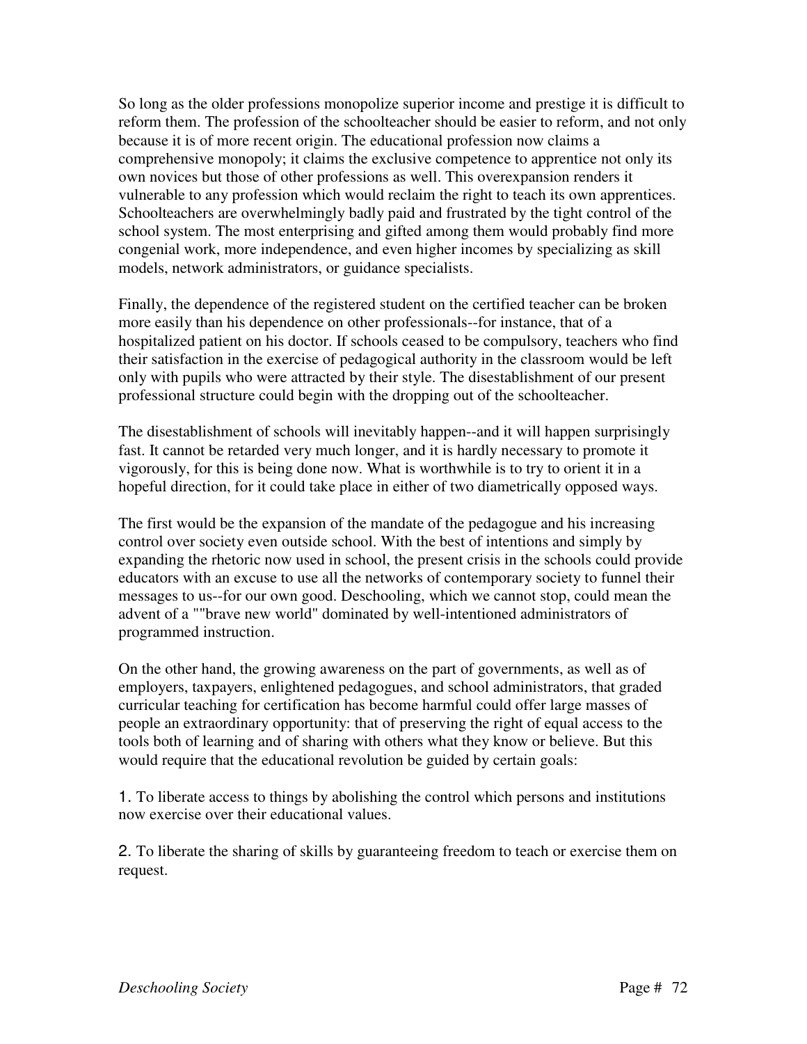So long as the older professions monopolize superior income and prestige it is difficult to reform them. The profession of the schoolteacher should be easier to reform, and not only because it is of more recent origin. The educational profession now claims a comprehensive monopoly; it claims the exclusive competence to apprentice not only its own novices but those of other professions as well. This overexpansion renders it vulnerable to any profession which would reclaim the right to teach its own apprentices. Schoolteachers are overwhelmingly badly paid and frustrated by the tight control of the school system. The most enterprising and gifted among them would probably find more congenial work, more independence, and even higher incomes by specializing as skill models, network administrators, or guidance specialists.

Finally, the dependence of the registered student on the certified teacher can be broken more easily than his dependence on other professionals--for instance, that of a hospitalized patient on his doctor. If schools ceased to be compulsory, teachers who find their satisfaction in the exercise of pedagogical authority in the classroom would be left only with pupils who were attracted by their style. The disestablishment of our present professional structure could begin with the dropping out of the schoolteacher.

The disestablishment of schools will inevitably happen--and it will happen surprisingly fast. It cannot be retarded very much longer, and it is hardly necessary to promote it vigorously, for this is being done now. What is worthwhile is to try to orient it in a hopeful direction, for it could take place in either of two diametrically opposed ways.

The first would be the expansion of the mandate of the pedagogue and his increasing control over society even outside school. With the best of intentions and simply by expanding the rhetoric now used in school, the present crisis in the schools could provide educators with an excuse to use all the networks of contemporary society to funnel their messages to us--for our own good. Deschooling, which we cannot stop, could mean the advent of a ""brave new world" dominated by well-intentioned administrators of programmed instruction.

On the other hand, the growing awareness on the part of governments, as well as of employers, taxpayers, enlightened pedagogues, and school administrators, that graded curricular teaching for certification has become harmful could offer large masses of people an extraordinary opportunity: that of preserving the right of equal access to the tools both of learning and of sharing with others what they know or believe. But this would require that the educational revolution be guided by certain goals:

1. To liberate access to things by abolishing the control which persons and institutions now exercise over their educational values.

2. To liberate the sharing of skills by guaranteeing freedom to teach or exercise them on request.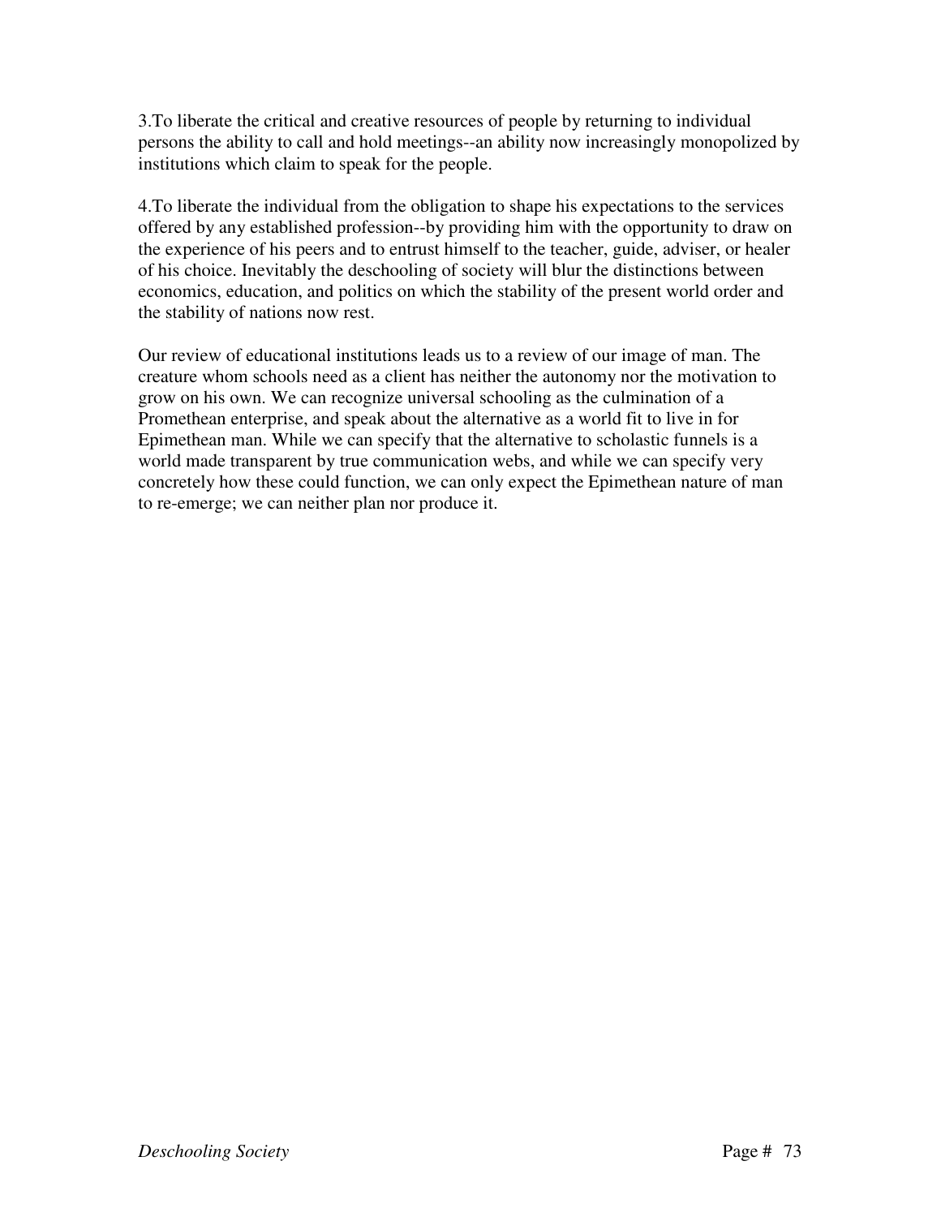3.To liberate the critical and creative resources of people by returning to individual persons the ability to call and hold meetings--an ability now increasingly monopolized by institutions which claim to speak for the people.

4.To liberate the individual from the obligation to shape his expectations to the services offered by any established profession--by providing him with the opportunity to draw on the experience of his peers and to entrust himself to the teacher, guide, adviser, or healer of his choice. Inevitably the deschooling of society will blur the distinctions between economics, education, and politics on which the stability of the present world order and the stability of nations now rest.

Our review of educational institutions leads us to a review of our image of man. The creature whom schools need as a client has neither the autonomy nor the motivation to grow on his own. We can recognize universal schooling as the culmination of a Promethean enterprise, and speak about the alternative as a world fit to live in for Epimethean man. While we can specify that the alternative to scholastic funnels is a world made transparent by true communication webs, and while we can specify very concretely how these could function, we can only expect the Epimethean nature of man to re-emerge; we can neither plan nor produce it.